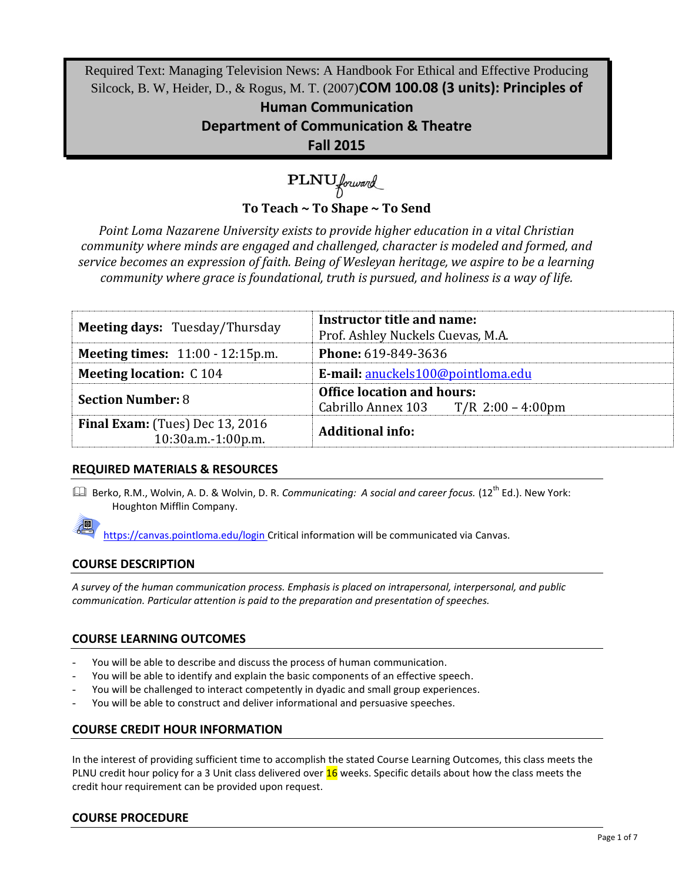Required Text: Managing Television News: A Handbook For Ethical and Effective Producing Silcock, B. W, Heider, D., & Rogus, M. T. (2007)**COM 100.08 (3 units): Principles of Human Communication**

**Department of Communication & Theatre**

**Fall 2015**

PLNU forward

**To Teach ~ To Shape ~ To Send**

*Point Loma Nazarene University exists to provide higher education in a vital Christian community where minds are engaged and challenged, character is modeled and formed, and service becomes an expression of faith. Being of Wesleyan heritage, we aspire to be a learning community where grace is foundational, truth is pursued, and holiness is a way of life.*

| | |
|---|---|
| **Meeting days:** Tuesday/Thursday | **Instructor title and name:** Prof. Ashley Nuckels Cuevas, M.A. |
| **Meeting times:** 11:00 - 12:15p.m. | **Phone:** 619-849-3636 |
| **Meeting location:** C 104 | **E-mail:** anuckels100@pointloma.edu |
| **Section Number:** 8 | **Office location and hours:** Cabrillo Annex 103 T/R 2:00 – 4:00pm |
| **Final Exam:** (Tues) Dec 13, 2016 10:30a.m.-1:00p.m. | **Additional info:** |

## REQUIRED MATERIALS & RESOURCES

Berko, R.M., Wolvin, A. D. & Wolvin, D. R. *Communicating: A social and career focus.* (12th Ed.). New York: Houghton Mifflin Company.

https://canvas.pointloma.edu/login Critical information will be communicated via Canvas.

## COURSE DESCRIPTION

*A survey of the human communication process. Emphasis is placed on intrapersonal, interpersonal, and public communication. Particular attention is paid to the preparation and presentation of speeches.*

## COURSE LEARNING OUTCOMES

- You will be able to describe and discuss the process of human communication.
- You will be able to identify and explain the basic components of an effective speech.
- You will be challenged to interact competently in dyadic and small group experiences.
- You will be able to construct and deliver informational and persuasive speeches.

## COURSE CREDIT HOUR INFORMATION

In the interest of providing sufficient time to accomplish the stated Course Learning Outcomes, this class meets the PLNU credit hour policy for a 3 Unit class delivered over 16 weeks. Specific details about how the class meets the credit hour requirement can be provided upon request.

## COURSE PROCEDURE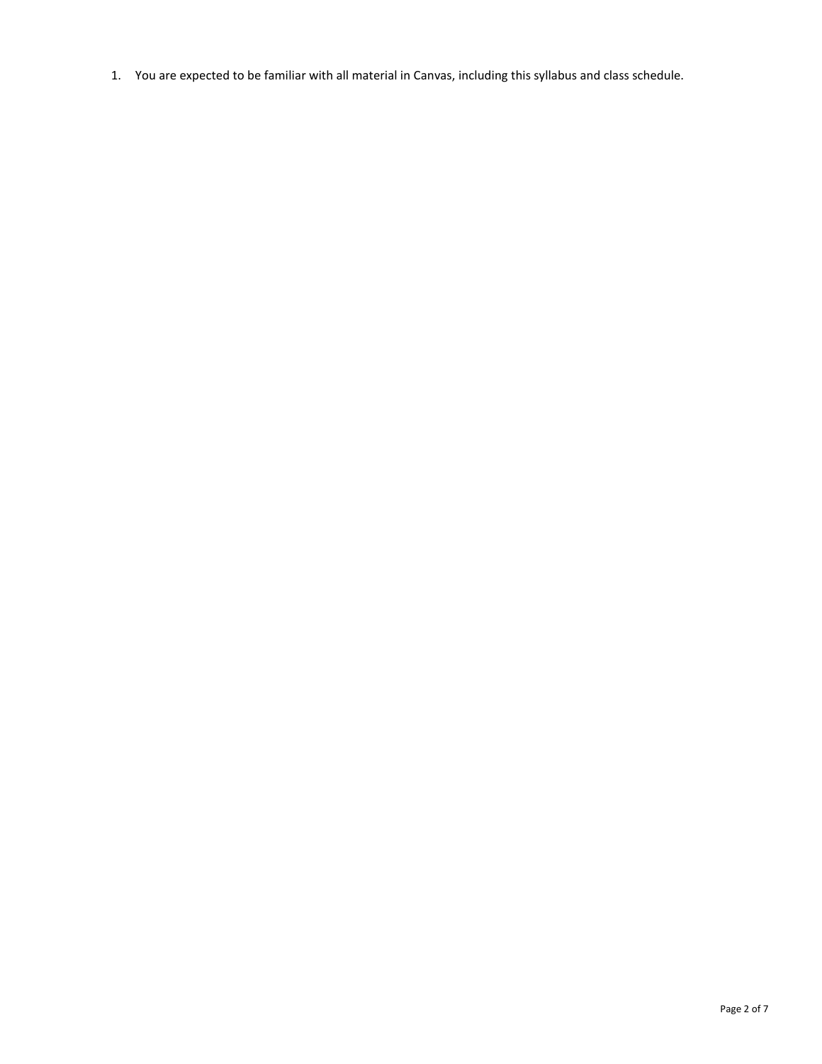1. You are expected to be familiar with all material in Canvas, including this syllabus and class schedule.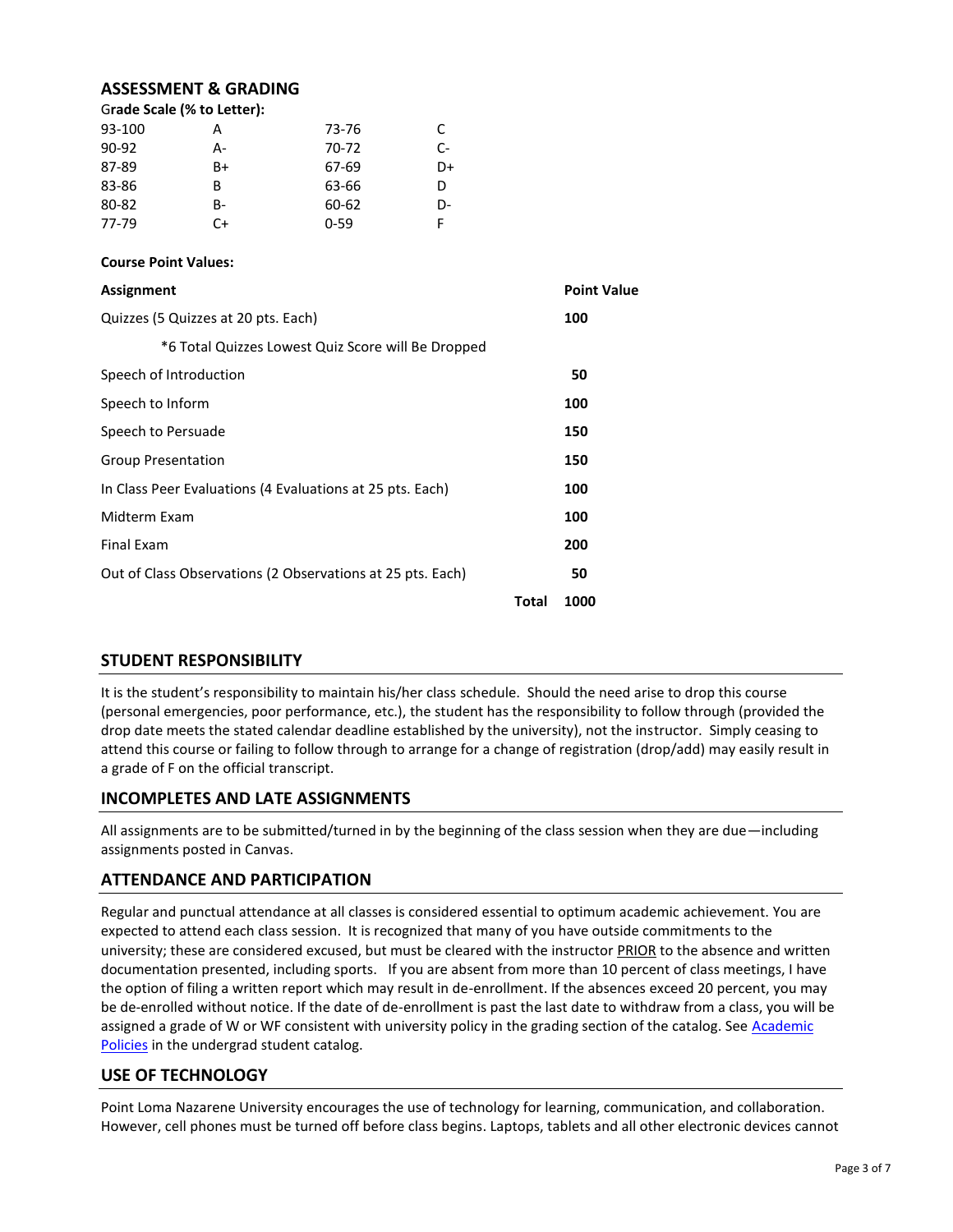## ASSESSMENT & GRADING

**Grade Scale (% to Letter):**

| | | | |
|---|---|---|---|
| 93-100 | A | 73-76 | C |
| 90-92 | A- | 70-72 | C- |
| 87-89 | B+ | 67-69 | D+ |
| 83-86 | B | 63-66 | D |
| 80-82 | B- | 60-62 | D- |
| 77-79 | C+ | 0-59 | F |

**Course Point Values:**

| Assignment | Point Value |
|---|---|
| Quizzes (5 Quizzes at 20 pts. Each) | 100 |
| *6 Total Quizzes Lowest Quiz Score will Be Dropped | |
| Speech of Introduction | 50 |
| Speech to Inform | 100 |
| Speech to Persuade | 150 |
| Group Presentation | 150 |
| In Class Peer Evaluations (4 Evaluations at 25 pts. Each) | 100 |
| Midterm Exam | 100 |
| Final Exam | 200 |
| Out of Class Observations (2 Observations at 25 pts. Each) | 50 |
| **Total** | **1000** |

## STUDENT RESPONSIBILITY

It is the student's responsibility to maintain his/her class schedule. Should the need arise to drop this course (personal emergencies, poor performance, etc.), the student has the responsibility to follow through (provided the drop date meets the stated calendar deadline established by the university), not the instructor. Simply ceasing to attend this course or failing to follow through to arrange for a change of registration (drop/add) may easily result in a grade of F on the official transcript.

## INCOMPLETES AND LATE ASSIGNMENTS

All assignments are to be submitted/turned in by the beginning of the class session when they are due—including assignments posted in Canvas.

## ATTENDANCE AND PARTICIPATION

Regular and punctual attendance at all classes is considered essential to optimum academic achievement. You are expected to attend each class session. It is recognized that many of you have outside commitments to the university; these are considered excused, but must be cleared with the instructor PRIOR to the absence and written documentation presented, including sports. If you are absent from more than 10 percent of class meetings, I have the option of filing a written report which may result in de-enrollment. If the absences exceed 20 percent, you may be de-enrolled without notice. If the date of de-enrollment is past the last date to withdraw from a class, you will be assigned a grade of W or WF consistent with university policy in the grading section of the catalog. See Academic Policies in the undergrad student catalog.

## USE OF TECHNOLOGY

Point Loma Nazarene University encourages the use of technology for learning, communication, and collaboration. However, cell phones must be turned off before class begins. Laptops, tablets and all other electronic devices cannot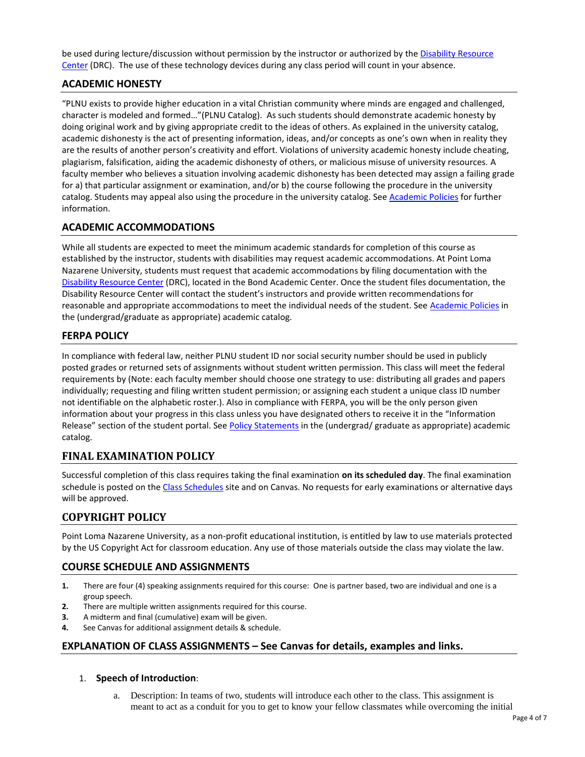be used during lecture/discussion without permission by the instructor or authorized by the Disability Resource Center (DRC). The use of these technology devices during any class period will count in your absence.

## ACADEMIC HONESTY

"PLNU exists to provide higher education in a vital Christian community where minds are engaged and challenged, character is modeled and formed…"(PLNU Catalog). As such students should demonstrate academic honesty by doing original work and by giving appropriate credit to the ideas of others. As explained in the university catalog, academic dishonesty is the act of presenting information, ideas, and/or concepts as one's own when in reality they are the results of another person's creativity and effort. Violations of university academic honesty include cheating, plagiarism, falsification, aiding the academic dishonesty of others, or malicious misuse of university resources. A faculty member who believes a situation involving academic dishonesty has been detected may assign a failing grade for a) that particular assignment or examination, and/or b) the course following the procedure in the university catalog. Students may appeal also using the procedure in the university catalog. See Academic Policies for further information.

## ACADEMIC ACCOMMODATIONS

While all students are expected to meet the minimum academic standards for completion of this course as established by the instructor, students with disabilities may request academic accommodations. At Point Loma Nazarene University, students must request that academic accommodations by filing documentation with the Disability Resource Center (DRC), located in the Bond Academic Center. Once the student files documentation, the Disability Resource Center will contact the student's instructors and provide written recommendations for reasonable and appropriate accommodations to meet the individual needs of the student. See Academic Policies in the (undergrad/graduate as appropriate) academic catalog.

## FERPA POLICY

In compliance with federal law, neither PLNU student ID nor social security number should be used in publicly posted grades or returned sets of assignments without student written permission. This class will meet the federal requirements by (Note: each faculty member should choose one strategy to use: distributing all grades and papers individually; requesting and filing written student permission; or assigning each student a unique class ID number not identifiable on the alphabetic roster.). Also in compliance with FERPA, you will be the only person given information about your progress in this class unless you have designated others to receive it in the "Information Release" section of the student portal. See Policy Statements in the (undergrad/ graduate as appropriate) academic catalog.

## FINAL EXAMINATION POLICY

Successful completion of this class requires taking the final examination **on its scheduled day**. The final examination schedule is posted on the Class Schedules site and on Canvas. No requests for early examinations or alternative days will be approved.

## COPYRIGHT POLICY

Point Loma Nazarene University, as a non-profit educational institution, is entitled by law to use materials protected by the US Copyright Act for classroom education. Any use of those materials outside the class may violate the law.

## COURSE SCHEDULE AND ASSIGNMENTS

1. There are four (4) speaking assignments required for this course: One is partner based, two are individual and one is a group speech.
2. There are multiple written assignments required for this course.
3. A midterm and final (cumulative) exam will be given.
4. See Canvas for additional assignment details & schedule.

## EXPLANATION OF CLASS ASSIGNMENTS – See Canvas for details, examples and links.

1. **Speech of Introduction**:
   a. Description: In teams of two, students will introduce each other to the class. This assignment is meant to act as a conduit for you to get to know your fellow classmates while overcoming the initial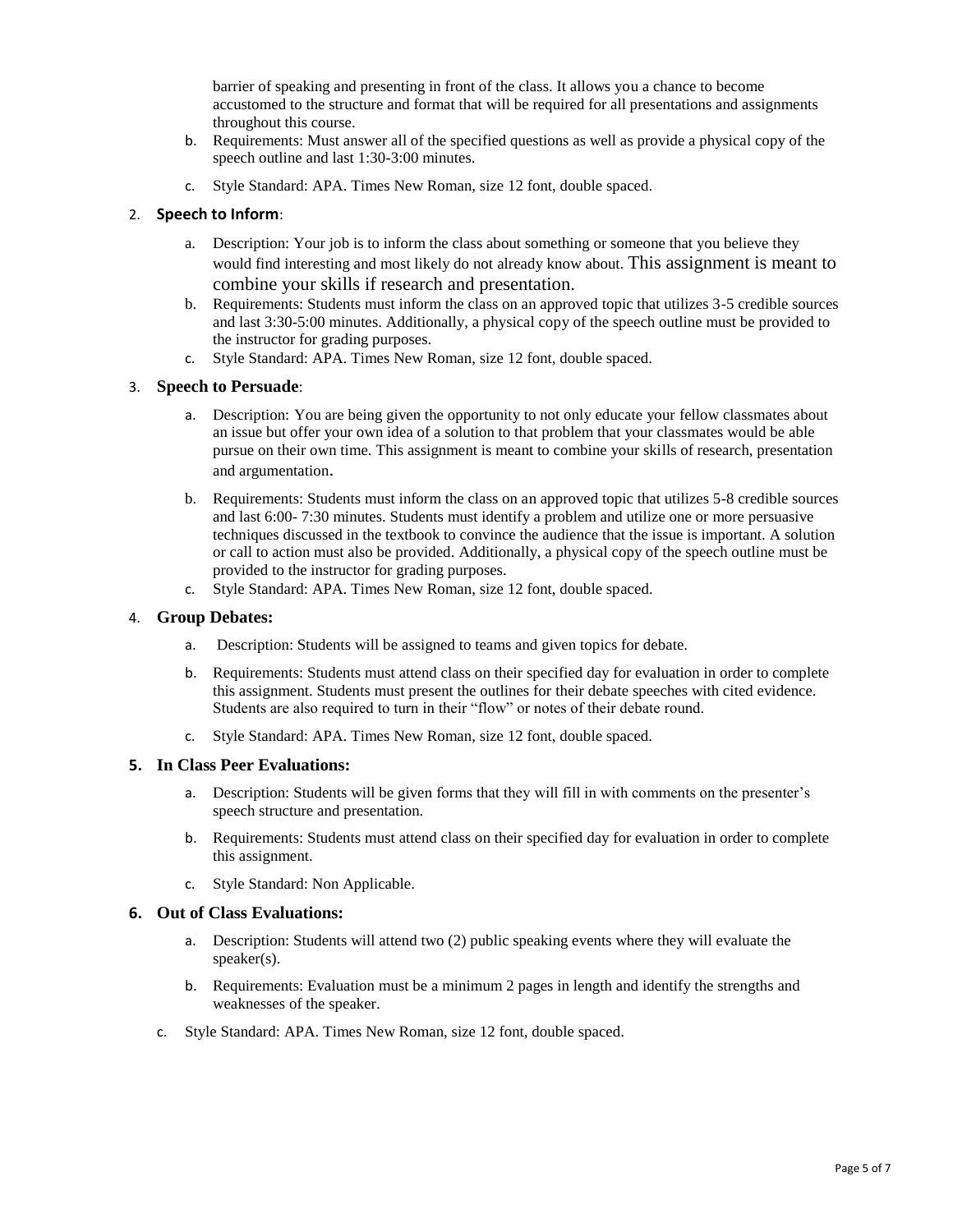barrier of speaking and presenting in front of the class. It allows you a chance to become accustomed to the structure and format that will be required for all presentations and assignments throughout this course.

b. Requirements: Must answer all of the specified questions as well as provide a physical copy of the speech outline and last 1:30-3:00 minutes.

c. Style Standard: APA. Times New Roman, size 12 font, double spaced.

2. **Speech to Inform**:

   a. Description: Your job is to inform the class about something or someone that you believe they would find interesting and most likely do not already know about. This assignment is meant to combine your skills if research and presentation.

   b. Requirements: Students must inform the class on an approved topic that utilizes 3-5 credible sources and last 3:30-5:00 minutes. Additionally, a physical copy of the speech outline must be provided to the instructor for grading purposes.

   c. Style Standard: APA. Times New Roman, size 12 font, double spaced.

3. **Speech to Persuade**:

   a. Description: You are being given the opportunity to not only educate your fellow classmates about an issue but offer your own idea of a solution to that problem that your classmates would be able pursue on their own time. This assignment is meant to combine your skills of research, presentation and argumentation.

   b. Requirements: Students must inform the class on an approved topic that utilizes 5-8 credible sources and last 6:00- 7:30 minutes. Students must identify a problem and utilize one or more persuasive techniques discussed in the textbook to convince the audience that the issue is important. A solution or call to action must also be provided. Additionally, a physical copy of the speech outline must be provided to the instructor for grading purposes.

   c. Style Standard: APA. Times New Roman, size 12 font, double spaced.

4. **Group Debates:**

   a. Description: Students will be assigned to teams and given topics for debate.

   b. Requirements: Students must attend class on their specified day for evaluation in order to complete this assignment. Students must present the outlines for their debate speeches with cited evidence. Students are also required to turn in their "flow" or notes of their debate round.

   c. Style Standard: APA. Times New Roman, size 12 font, double spaced.

5. **In Class Peer Evaluations:**

   a. Description: Students will be given forms that they will fill in with comments on the presenter's speech structure and presentation.

   b. Requirements: Students must attend class on their specified day for evaluation in order to complete this assignment.

   c. Style Standard: Non Applicable.

6. **Out of Class Evaluations:**

   a. Description: Students will attend two (2) public speaking events where they will evaluate the speaker(s).

   b. Requirements: Evaluation must be a minimum 2 pages in length and identify the strengths and weaknesses of the speaker.

   c. Style Standard: APA. Times New Roman, size 12 font, double spaced.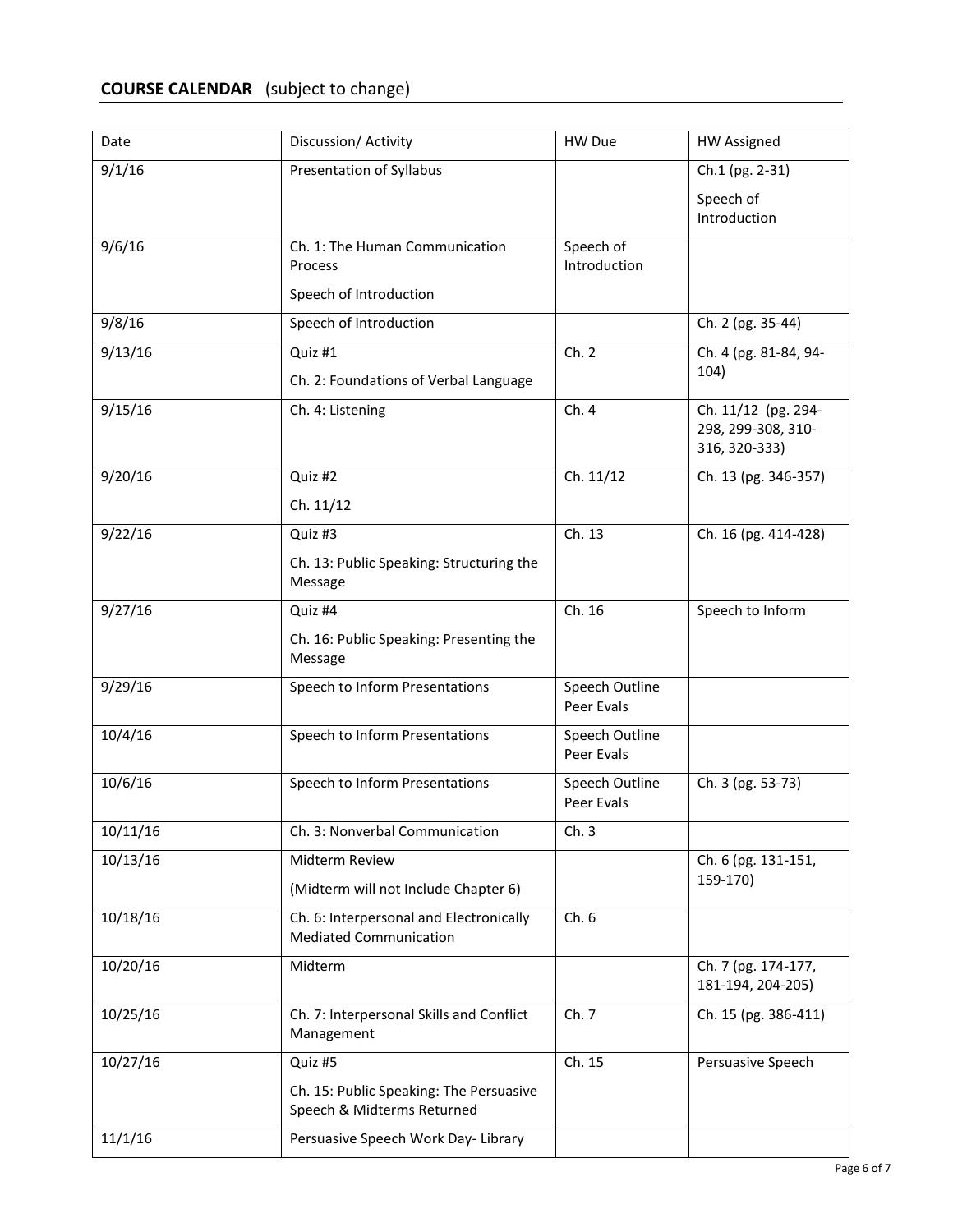## **COURSE CALENDAR** (subject to change)

| Date | Discussion/ Activity | HW Due | HW Assigned |
|---|---|---|---|
| 9/1/16 | Presentation of Syllabus | | Ch.1 (pg. 2-31)<br>Speech of Introduction |
| 9/6/16 | Ch. 1: The Human Communication Process<br>Speech of Introduction | Speech of Introduction | |
| 9/8/16 | Speech of Introduction | | Ch. 2 (pg. 35-44) |
| 9/13/16 | Quiz #1<br>Ch. 2: Foundations of Verbal Language | Ch. 2 | Ch. 4 (pg. 81-84, 94-104) |
| 9/15/16 | Ch. 4: Listening | Ch. 4 | Ch. 11/12 (pg. 294-298, 299-308, 310-316, 320-333) |
| 9/20/16 | Quiz #2<br>Ch. 11/12 | Ch. 11/12 | Ch. 13 (pg. 346-357) |
| 9/22/16 | Quiz #3<br>Ch. 13: Public Speaking: Structuring the Message | Ch. 13 | Ch. 16 (pg. 414-428) |
| 9/27/16 | Quiz #4<br>Ch. 16: Public Speaking: Presenting the Message | Ch. 16 | Speech to Inform |
| 9/29/16 | Speech to Inform Presentations | Speech Outline Peer Evals | |
| 10/4/16 | Speech to Inform Presentations | Speech Outline Peer Evals | |
| 10/6/16 | Speech to Inform Presentations | Speech Outline Peer Evals | Ch. 3 (pg. 53-73) |
| 10/11/16 | Ch. 3: Nonverbal Communication | Ch. 3 | |
| 10/13/16 | Midterm Review<br>(Midterm will not Include Chapter 6) | | Ch. 6 (pg. 131-151, 159-170) |
| 10/18/16 | Ch. 6: Interpersonal and Electronically Mediated Communication | Ch. 6 | |
| 10/20/16 | Midterm | | Ch. 7 (pg. 174-177, 181-194, 204-205) |
| 10/25/16 | Ch. 7: Interpersonal Skills and Conflict Management | Ch. 7 | Ch. 15 (pg. 386-411) |
| 10/27/16 | Quiz #5<br>Ch. 15: Public Speaking: The Persuasive Speech & Midterms Returned | Ch. 15 | Persuasive Speech |
| 11/1/16 | Persuasive Speech Work Day- Library | | |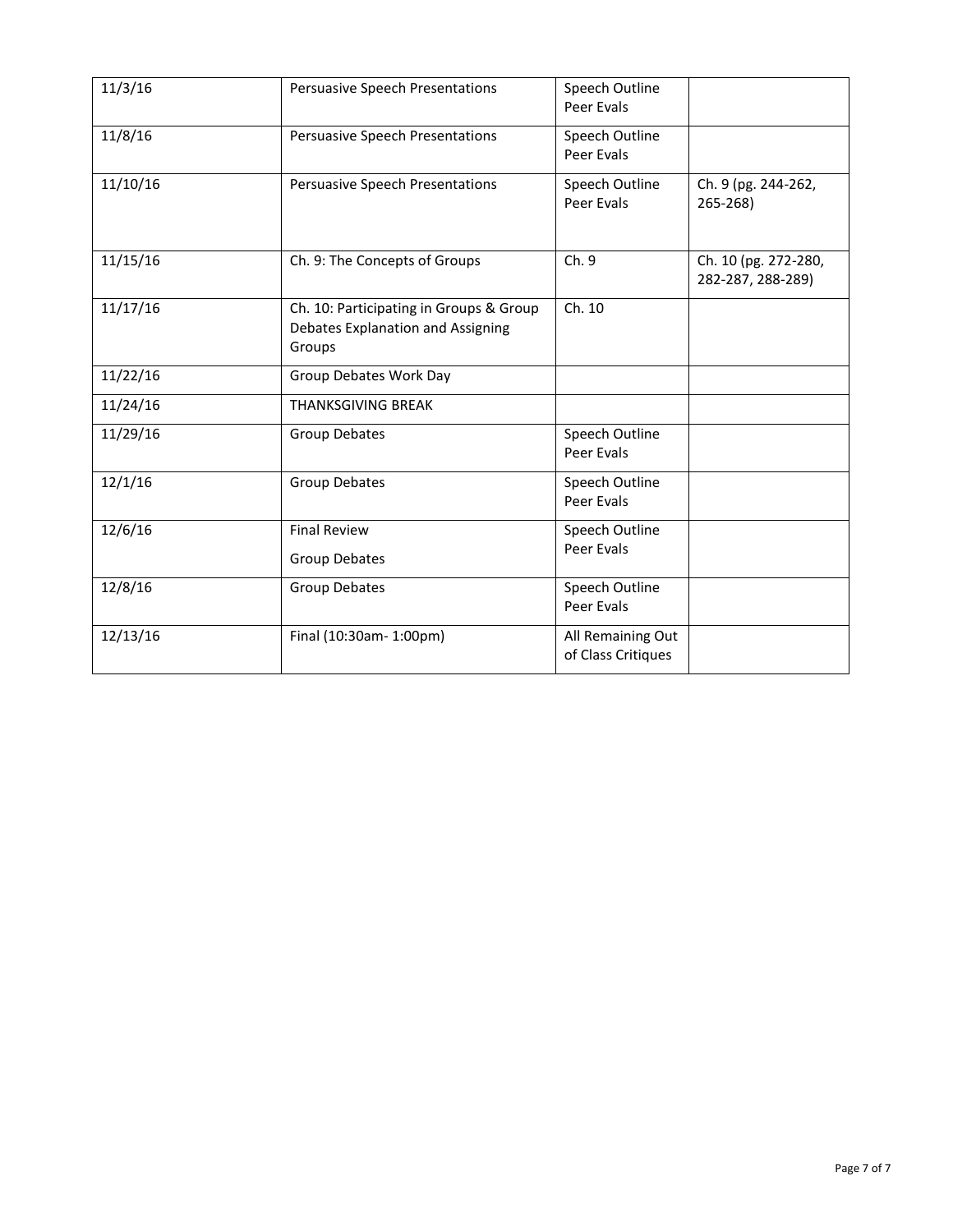| | | | |
|---|---|---|---|
| 11/3/16 | Persuasive Speech Presentations | Speech Outline Peer Evals | |
| 11/8/16 | Persuasive Speech Presentations | Speech Outline Peer Evals | |
| 11/10/16 | Persuasive Speech Presentations | Speech Outline Peer Evals | Ch. 9 (pg. 244-262, 265-268) |
| 11/15/16 | Ch. 9: The Concepts of Groups | Ch. 9 | Ch. 10 (pg. 272-280, 282-287, 288-289) |
| 11/17/16 | Ch. 10: Participating in Groups & Group Debates Explanation and Assigning Groups | Ch. 10 | |
| 11/22/16 | Group Debates Work Day | | |
| 11/24/16 | THANKSGIVING BREAK | | |
| 11/29/16 | Group Debates | Speech Outline Peer Evals | |
| 12/1/16 | Group Debates | Speech Outline Peer Evals | |
| 12/6/16 | Final Review<br>Group Debates | Speech Outline Peer Evals | |
| 12/8/16 | Group Debates | Speech Outline Peer Evals | |
| 12/13/16 | Final (10:30am- 1:00pm) | All Remaining Out of Class Critiques | |